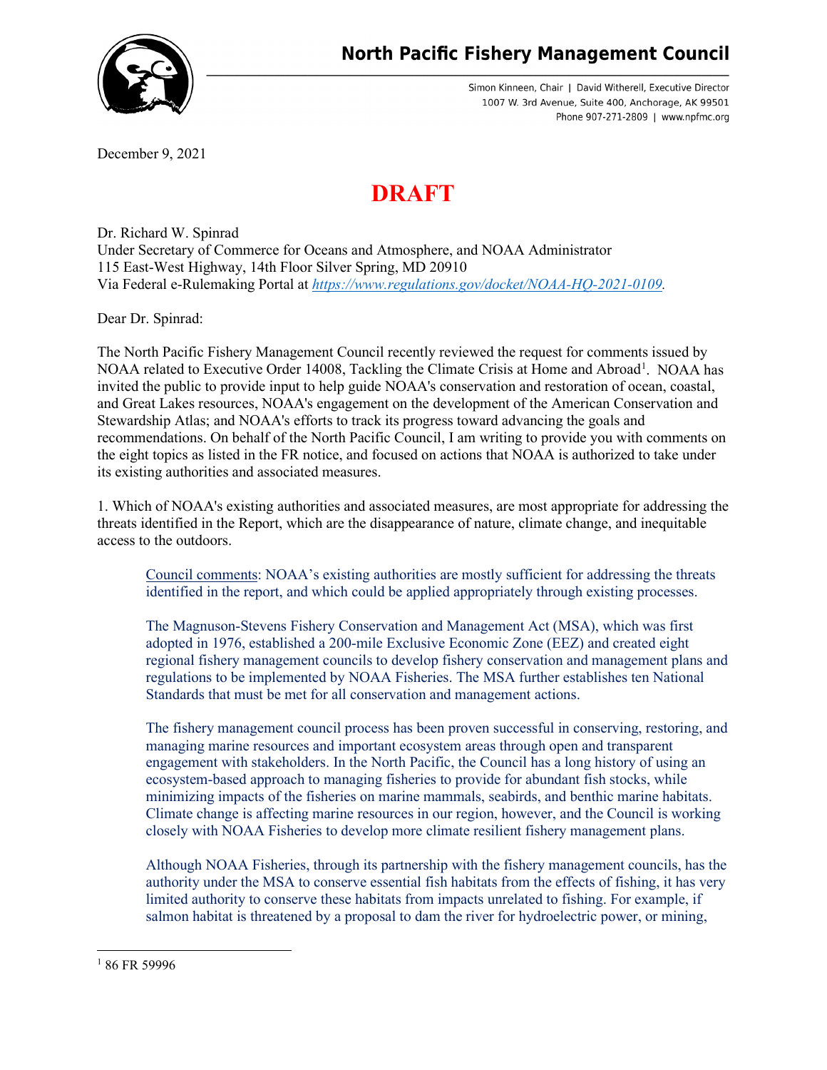# North Pacific Fishery Management Council

Simon Kinneen, Chair | David Witherell, Executive Director
1007 W. 3rd Avenue, Suite 400, Anchorage, AK 99501
Phone 907-271-2809 | www.npfmc.org

December 9, 2021

# DRAFT

Dr. Richard W. Spinrad
Under Secretary of Commerce for Oceans and Atmosphere, and NOAA Administrator
115 East-West Highway, 14th Floor Silver Spring, MD 20910
Via Federal e-Rulemaking Portal at *https://www.regulations.gov/docket/NOAA-HQ-2021-0109*.

Dear Dr. Spinrad:

The North Pacific Fishery Management Council recently reviewed the request for comments issued by NOAA related to Executive Order 14008, Tackling the Climate Crisis at Home and Abroad[1]. NOAA has invited the public to provide input to help guide NOAA's conservation and restoration of ocean, coastal, and Great Lakes resources, NOAA's engagement on the development of the American Conservation and Stewardship Atlas; and NOAA's efforts to track its progress toward advancing the goals and recommendations. On behalf of the North Pacific Council, I am writing to provide you with comments on the eight topics as listed in the FR notice, and focused on actions that NOAA is authorized to take under its existing authorities and associated measures.

1. Which of NOAA's existing authorities and associated measures, are most appropriate for addressing the threats identified in the Report, which are the disappearance of nature, climate change, and inequitable access to the outdoors.

> Council comments: NOAA's existing authorities are mostly sufficient for addressing the threats identified in the report, and which could be applied appropriately through existing processes.
>
> The Magnuson-Stevens Fishery Conservation and Management Act (MSA), which was first adopted in 1976, established a 200-mile Exclusive Economic Zone (EEZ) and created eight regional fishery management councils to develop fishery conservation and management plans and regulations to be implemented by NOAA Fisheries. The MSA further establishes ten National Standards that must be met for all conservation and management actions.
>
> The fishery management council process has been proven successful in conserving, restoring, and managing marine resources and important ecosystem areas through open and transparent engagement with stakeholders. In the North Pacific, the Council has a long history of using an ecosystem-based approach to managing fisheries to provide for abundant fish stocks, while minimizing impacts of the fisheries on marine mammals, seabirds, and benthic marine habitats. Climate change is affecting marine resources in our region, however, and the Council is working closely with NOAA Fisheries to develop more climate resilient fishery management plans.
>
> Although NOAA Fisheries, through its partnership with the fishery management councils, has the authority under the MSA to conserve essential fish habitats from the effects of fishing, it has very limited authority to conserve these habitats from impacts unrelated to fishing. For example, if salmon habitat is threatened by a proposal to dam the river for hydroelectric power, or mining,

[1] 86 FR 59996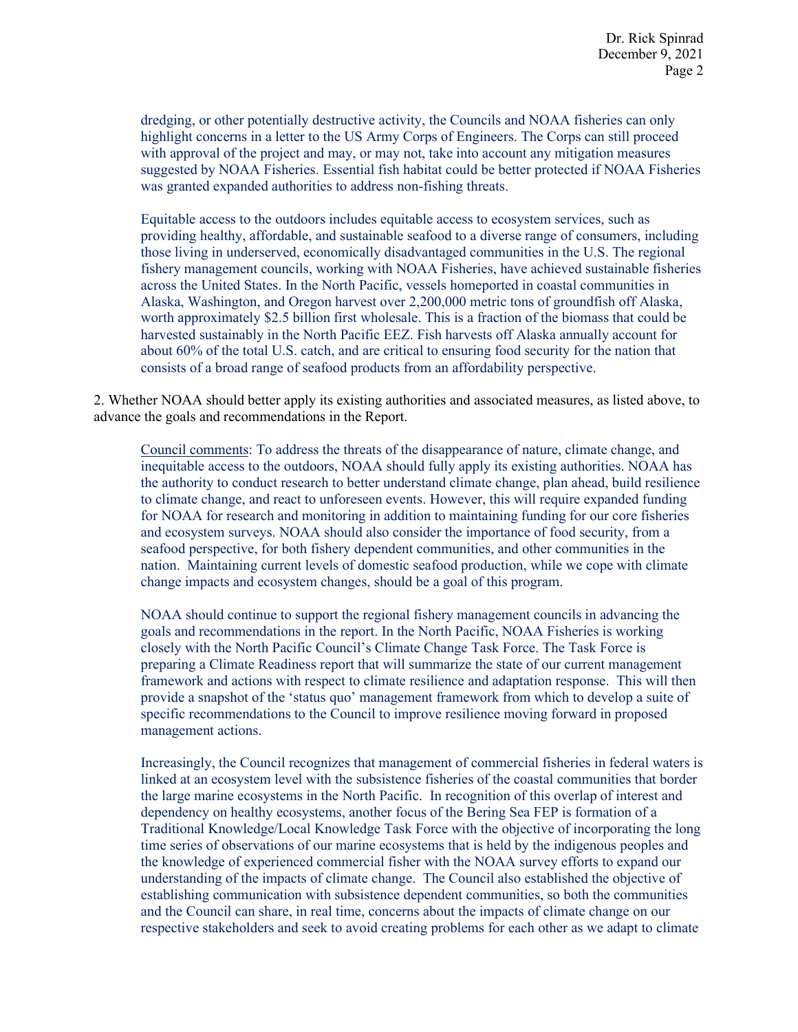dredging, or other potentially destructive activity, the Councils and NOAA fisheries can only highlight concerns in a letter to the US Army Corps of Engineers. The Corps can still proceed with approval of the project and may, or may not, take into account any mitigation measures suggested by NOAA Fisheries. Essential fish habitat could be better protected if NOAA Fisheries was granted expanded authorities to address non-fishing threats.

Equitable access to the outdoors includes equitable access to ecosystem services, such as providing healthy, affordable, and sustainable seafood to a diverse range of consumers, including those living in underserved, economically disadvantaged communities in the U.S. The regional fishery management councils, working with NOAA Fisheries, have achieved sustainable fisheries across the United States. In the North Pacific, vessels homeported in coastal communities in Alaska, Washington, and Oregon harvest over 2,200,000 metric tons of groundfish off Alaska, worth approximately $2.5 billion first wholesale. This is a fraction of the biomass that could be harvested sustainably in the North Pacific EEZ. Fish harvests off Alaska annually account for about 60% of the total U.S. catch, and are critical to ensuring food security for the nation that consists of a broad range of seafood products from an affordability perspective.

2. Whether NOAA should better apply its existing authorities and associated measures, as listed above, to advance the goals and recommendations in the Report.

Council comments: To address the threats of the disappearance of nature, climate change, and inequitable access to the outdoors, NOAA should fully apply its existing authorities. NOAA has the authority to conduct research to better understand climate change, plan ahead, build resilience to climate change, and react to unforeseen events. However, this will require expanded funding for NOAA for research and monitoring in addition to maintaining funding for our core fisheries and ecosystem surveys. NOAA should also consider the importance of food security, from a seafood perspective, for both fishery dependent communities, and other communities in the nation. Maintaining current levels of domestic seafood production, while we cope with climate change impacts and ecosystem changes, should be a goal of this program.

NOAA should continue to support the regional fishery management councils in advancing the goals and recommendations in the report. In the North Pacific, NOAA Fisheries is working closely with the North Pacific Council's Climate Change Task Force. The Task Force is preparing a Climate Readiness report that will summarize the state of our current management framework and actions with respect to climate resilience and adaptation response. This will then provide a snapshot of the 'status quo' management framework from which to develop a suite of specific recommendations to the Council to improve resilience moving forward in proposed management actions.

Increasingly, the Council recognizes that management of commercial fisheries in federal waters is linked at an ecosystem level with the subsistence fisheries of the coastal communities that border the large marine ecosystems in the North Pacific. In recognition of this overlap of interest and dependency on healthy ecosystems, another focus of the Bering Sea FEP is formation of a Traditional Knowledge/Local Knowledge Task Force with the objective of incorporating the long time series of observations of our marine ecosystems that is held by the indigenous peoples and the knowledge of experienced commercial fisher with the NOAA survey efforts to expand our understanding of the impacts of climate change. The Council also established the objective of establishing communication with subsistence dependent communities, so both the communities and the Council can share, in real time, concerns about the impacts of climate change on our respective stakeholders and seek to avoid creating problems for each other as we adapt to climate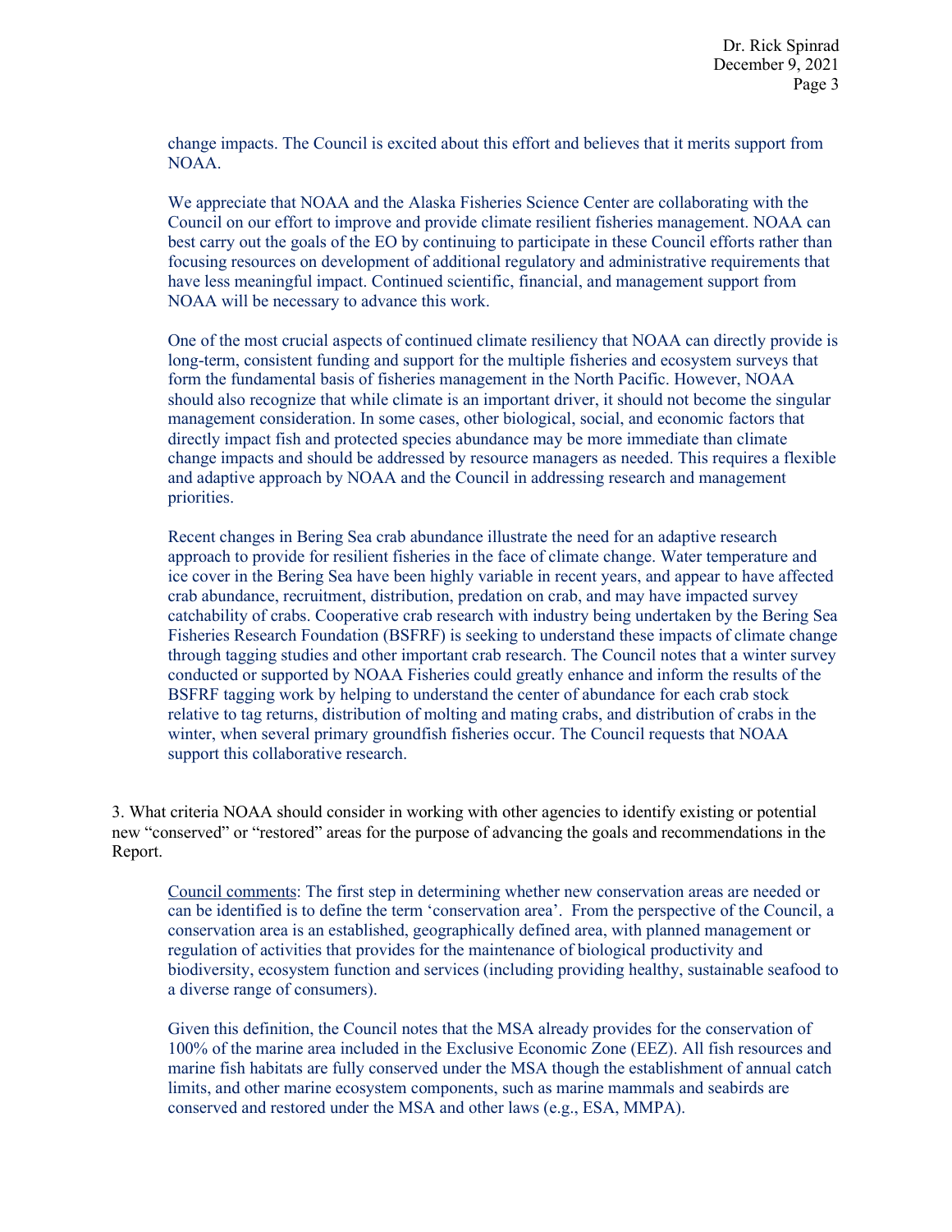change impacts. The Council is excited about this effort and believes that it merits support from NOAA.

We appreciate that NOAA and the Alaska Fisheries Science Center are collaborating with the Council on our effort to improve and provide climate resilient fisheries management. NOAA can best carry out the goals of the EO by continuing to participate in these Council efforts rather than focusing resources on development of additional regulatory and administrative requirements that have less meaningful impact. Continued scientific, financial, and management support from NOAA will be necessary to advance this work.

One of the most crucial aspects of continued climate resiliency that NOAA can directly provide is long-term, consistent funding and support for the multiple fisheries and ecosystem surveys that form the fundamental basis of fisheries management in the North Pacific. However, NOAA should also recognize that while climate is an important driver, it should not become the singular management consideration. In some cases, other biological, social, and economic factors that directly impact fish and protected species abundance may be more immediate than climate change impacts and should be addressed by resource managers as needed. This requires a flexible and adaptive approach by NOAA and the Council in addressing research and management priorities.

Recent changes in Bering Sea crab abundance illustrate the need for an adaptive research approach to provide for resilient fisheries in the face of climate change. Water temperature and ice cover in the Bering Sea have been highly variable in recent years, and appear to have affected crab abundance, recruitment, distribution, predation on crab, and may have impacted survey catchability of crabs. Cooperative crab research with industry being undertaken by the Bering Sea Fisheries Research Foundation (BSFRF) is seeking to understand these impacts of climate change through tagging studies and other important crab research. The Council notes that a winter survey conducted or supported by NOAA Fisheries could greatly enhance and inform the results of the BSFRF tagging work by helping to understand the center of abundance for each crab stock relative to tag returns, distribution of molting and mating crabs, and distribution of crabs in the winter, when several primary groundfish fisheries occur. The Council requests that NOAA support this collaborative research.

3. What criteria NOAA should consider in working with other agencies to identify existing or potential new "conserved" or "restored" areas for the purpose of advancing the goals and recommendations in the Report.

Council comments: The first step in determining whether new conservation areas are needed or can be identified is to define the term 'conservation area'. From the perspective of the Council, a conservation area is an established, geographically defined area, with planned management or regulation of activities that provides for the maintenance of biological productivity and biodiversity, ecosystem function and services (including providing healthy, sustainable seafood to a diverse range of consumers).

Given this definition, the Council notes that the MSA already provides for the conservation of 100% of the marine area included in the Exclusive Economic Zone (EEZ). All fish resources and marine fish habitats are fully conserved under the MSA though the establishment of annual catch limits, and other marine ecosystem components, such as marine mammals and seabirds are conserved and restored under the MSA and other laws (e.g., ESA, MMPA).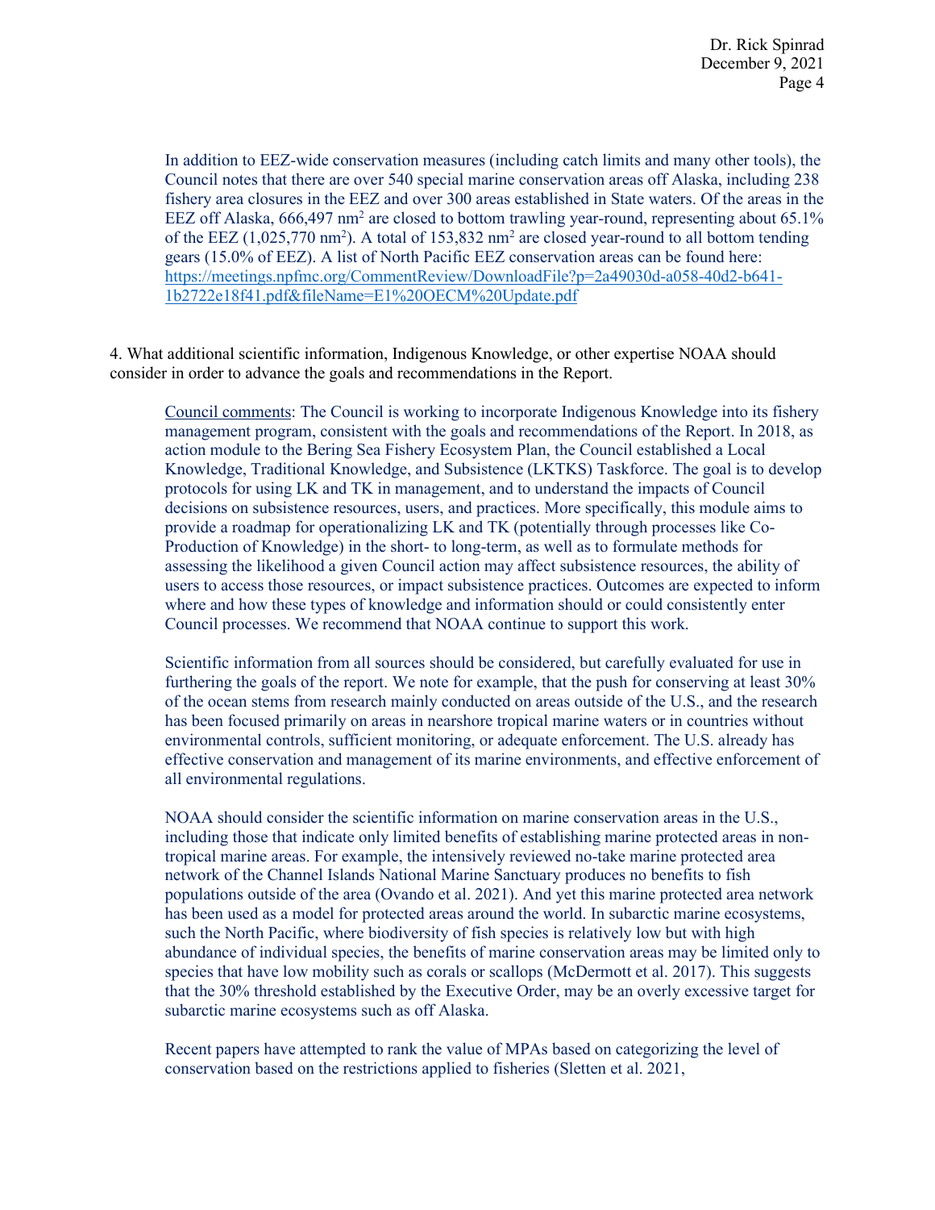In addition to EEZ-wide conservation measures (including catch limits and many other tools), the Council notes that there are over 540 special marine conservation areas off Alaska, including 238 fishery area closures in the EEZ and over 300 areas established in State waters. Of the areas in the EEZ off Alaska, 666,497 $nm^2$ are closed to bottom trawling year-round, representing about 65.1% of the EEZ (1,025,770 $nm^2$). A total of 153,832 $nm^2$ are closed year-round to all bottom tending gears (15.0% of EEZ). A list of North Pacific EEZ conservation areas can be found here: https://meetings.npfmc.org/CommentReview/DownloadFile?p=2a49030d-a058-40d2-b641-1b2722e18f41.pdf&fileName=E1%20OECM%20Update.pdf

4. What additional scientific information, Indigenous Knowledge, or other expertise NOAA should consider in order to advance the goals and recommendations in the Report.

Council comments: The Council is working to incorporate Indigenous Knowledge into its fishery management program, consistent with the goals and recommendations of the Report. In 2018, as action module to the Bering Sea Fishery Ecosystem Plan, the Council established a Local Knowledge, Traditional Knowledge, and Subsistence (LKTKS) Taskforce. The goal is to develop protocols for using LK and TK in management, and to understand the impacts of Council decisions on subsistence resources, users, and practices. More specifically, this module aims to provide a roadmap for operationalizing LK and TK (potentially through processes like Co-Production of Knowledge) in the short- to long-term, as well as to formulate methods for assessing the likelihood a given Council action may affect subsistence resources, the ability of users to access those resources, or impact subsistence practices. Outcomes are expected to inform where and how these types of knowledge and information should or could consistently enter Council processes. We recommend that NOAA continue to support this work.

Scientific information from all sources should be considered, but carefully evaluated for use in furthering the goals of the report. We note for example, that the push for conserving at least 30% of the ocean stems from research mainly conducted on areas outside of the U.S., and the research has been focused primarily on areas in nearshore tropical marine waters or in countries without environmental controls, sufficient monitoring, or adequate enforcement. The U.S. already has effective conservation and management of its marine environments, and effective enforcement of all environmental regulations.

NOAA should consider the scientific information on marine conservation areas in the U.S., including those that indicate only limited benefits of establishing marine protected areas in non-tropical marine areas. For example, the intensively reviewed no-take marine protected area network of the Channel Islands National Marine Sanctuary produces no benefits to fish populations outside of the area (Ovando et al. 2021). And yet this marine protected area network has been used as a model for protected areas around the world. In subarctic marine ecosystems, such the North Pacific, where biodiversity of fish species is relatively low but with high abundance of individual species, the benefits of marine conservation areas may be limited only to species that have low mobility such as corals or scallops (McDermott et al. 2017). This suggests that the 30% threshold established by the Executive Order, may be an overly excessive target for subarctic marine ecosystems such as off Alaska.

Recent papers have attempted to rank the value of MPAs based on categorizing the level of conservation based on the restrictions applied to fisheries (Sletten et al. 2021,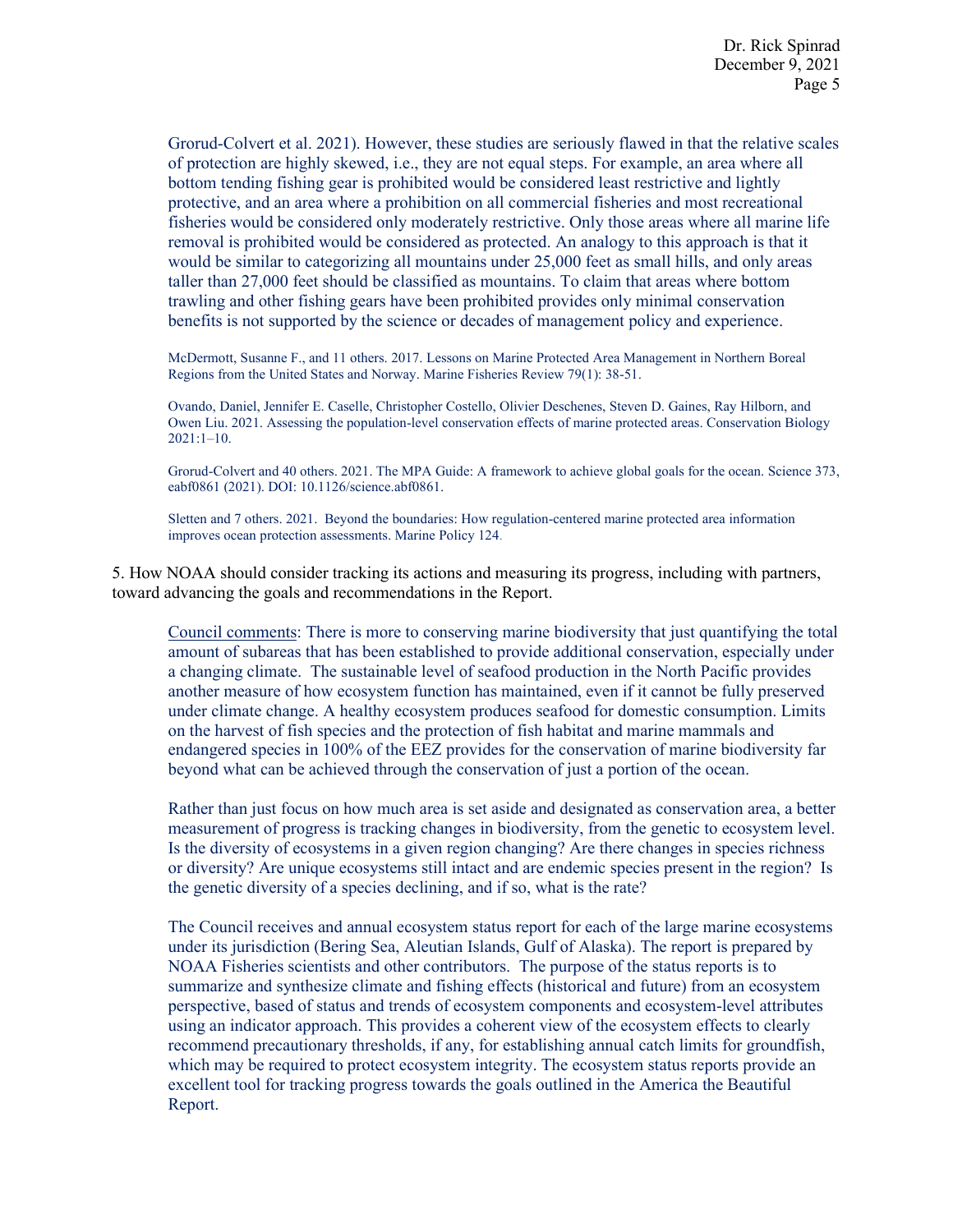Grorud-Colvert et al. 2021). However, these studies are seriously flawed in that the relative scales of protection are highly skewed, i.e., they are not equal steps. For example, an area where all bottom tending fishing gear is prohibited would be considered least restrictive and lightly protective, and an area where a prohibition on all commercial fisheries and most recreational fisheries would be considered only moderately restrictive. Only those areas where all marine life removal is prohibited would be considered as protected. An analogy to this approach is that it would be similar to categorizing all mountains under 25,000 feet as small hills, and only areas taller than 27,000 feet should be classified as mountains. To claim that areas where bottom trawling and other fishing gears have been prohibited provides only minimal conservation benefits is not supported by the science or decades of management policy and experience.

McDermott, Susanne F., and 11 others. 2017. Lessons on Marine Protected Area Management in Northern Boreal Regions from the United States and Norway. Marine Fisheries Review 79(1): 38-51.

Ovando, Daniel, Jennifer E. Caselle, Christopher Costello, Olivier Deschenes, Steven D. Gaines, Ray Hilborn, and Owen Liu. 2021. Assessing the population-level conservation effects of marine protected areas. Conservation Biology 2021:1–10.

Grorud-Colvert and 40 others. 2021. The MPA Guide: A framework to achieve global goals for the ocean. Science 373, eabf0861 (2021). DOI: 10.1126/science.abf0861.

Sletten and 7 others. 2021. Beyond the boundaries: How regulation-centered marine protected area information improves ocean protection assessments. Marine Policy 124.

5. How NOAA should consider tracking its actions and measuring its progress, including with partners, toward advancing the goals and recommendations in the Report.

<u>Council comments</u>: There is more to conserving marine biodiversity that just quantifying the total amount of subareas that has been established to provide additional conservation, especially under a changing climate. The sustainable level of seafood production in the North Pacific provides another measure of how ecosystem function has maintained, even if it cannot be fully preserved under climate change. A healthy ecosystem produces seafood for domestic consumption. Limits on the harvest of fish species and the protection of fish habitat and marine mammals and endangered species in 100% of the EEZ provides for the conservation of marine biodiversity far beyond what can be achieved through the conservation of just a portion of the ocean.

Rather than just focus on how much area is set aside and designated as conservation area, a better measurement of progress is tracking changes in biodiversity, from the genetic to ecosystem level. Is the diversity of ecosystems in a given region changing? Are there changes in species richness or diversity? Are unique ecosystems still intact and are endemic species present in the region? Is the genetic diversity of a species declining, and if so, what is the rate?

The Council receives and annual ecosystem status report for each of the large marine ecosystems under its jurisdiction (Bering Sea, Aleutian Islands, Gulf of Alaska). The report is prepared by NOAA Fisheries scientists and other contributors. The purpose of the status reports is to summarize and synthesize climate and fishing effects (historical and future) from an ecosystem perspective, based of status and trends of ecosystem components and ecosystem-level attributes using an indicator approach. This provides a coherent view of the ecosystem effects to clearly recommend precautionary thresholds, if any, for establishing annual catch limits for groundfish, which may be required to protect ecosystem integrity. The ecosystem status reports provide an excellent tool for tracking progress towards the goals outlined in the America the Beautiful Report.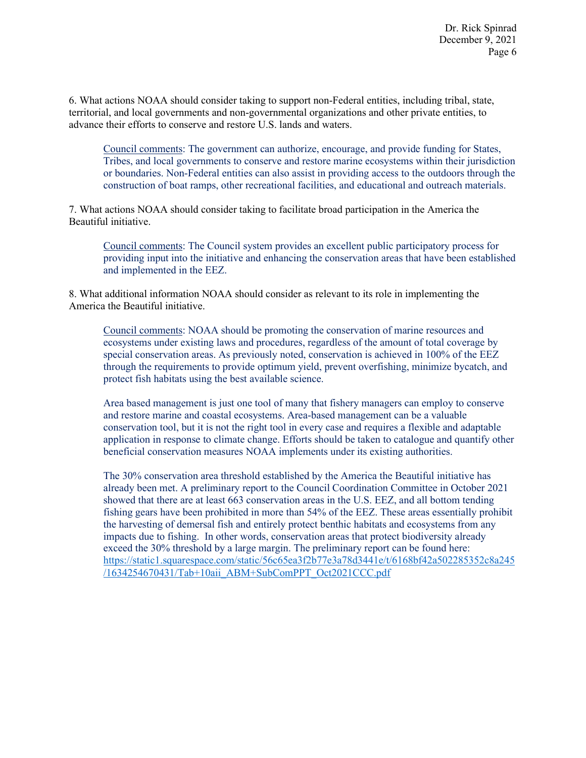6. What actions NOAA should consider taking to support non-Federal entities, including tribal, state, territorial, and local governments and non-governmental organizations and other private entities, to advance their efforts to conserve and restore U.S. lands and waters.

> Council comments: The government can authorize, encourage, and provide funding for States, Tribes, and local governments to conserve and restore marine ecosystems within their jurisdiction or boundaries. Non-Federal entities can also assist in providing access to the outdoors through the construction of boat ramps, other recreational facilities, and educational and outreach materials.

7. What actions NOAA should consider taking to facilitate broad participation in the America the Beautiful initiative.

> Council comments: The Council system provides an excellent public participatory process for providing input into the initiative and enhancing the conservation areas that have been established and implemented in the EEZ.

8. What additional information NOAA should consider as relevant to its role in implementing the America the Beautiful initiative.

> Council comments: NOAA should be promoting the conservation of marine resources and ecosystems under existing laws and procedures, regardless of the amount of total coverage by special conservation areas. As previously noted, conservation is achieved in 100% of the EEZ through the requirements to provide optimum yield, prevent overfishing, minimize bycatch, and protect fish habitats using the best available science.
>
> Area based management is just one tool of many that fishery managers can employ to conserve and restore marine and coastal ecosystems. Area-based management can be a valuable conservation tool, but it is not the right tool in every case and requires a flexible and adaptable application in response to climate change. Efforts should be taken to catalogue and quantify other beneficial conservation measures NOAA implements under its existing authorities.
>
> The 30% conservation area threshold established by the America the Beautiful initiative has already been met. A preliminary report to the Council Coordination Committee in October 2021 showed that there are at least 663 conservation areas in the U.S. EEZ, and all bottom tending fishing gears have been prohibited in more than 54% of the EEZ. These areas essentially prohibit the harvesting of demersal fish and entirely protect benthic habitats and ecosystems from any impacts due to fishing. In other words, conservation areas that protect biodiversity already exceed the 30% threshold by a large margin. The preliminary report can be found here: https://static1.squarespace.com/static/56c65ea3f2b77e3a78d3441e/t/6168bf42a502285352c8a245/1634254670431/Tab+10aii_ABM+SubComPPT_Oct2021CCC.pdf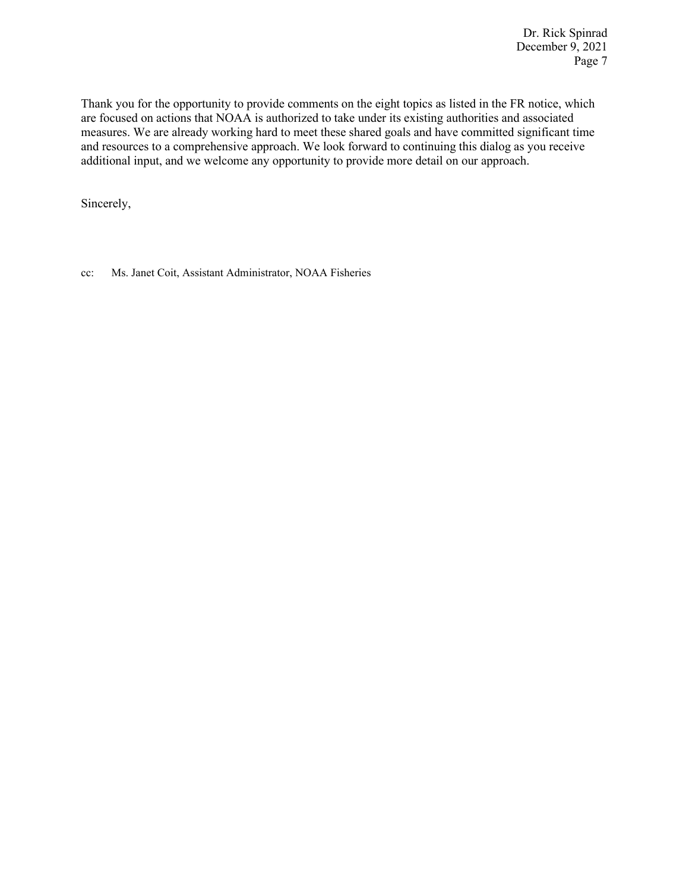Thank you for the opportunity to provide comments on the eight topics as listed in the FR notice, which are focused on actions that NOAA is authorized to take under its existing authorities and associated measures. We are already working hard to meet these shared goals and have committed significant time and resources to a comprehensive approach. We look forward to continuing this dialog as you receive additional input, and we welcome any opportunity to provide more detail on our approach.

Sincerely,

cc: Ms. Janet Coit, Assistant Administrator, NOAA Fisheries